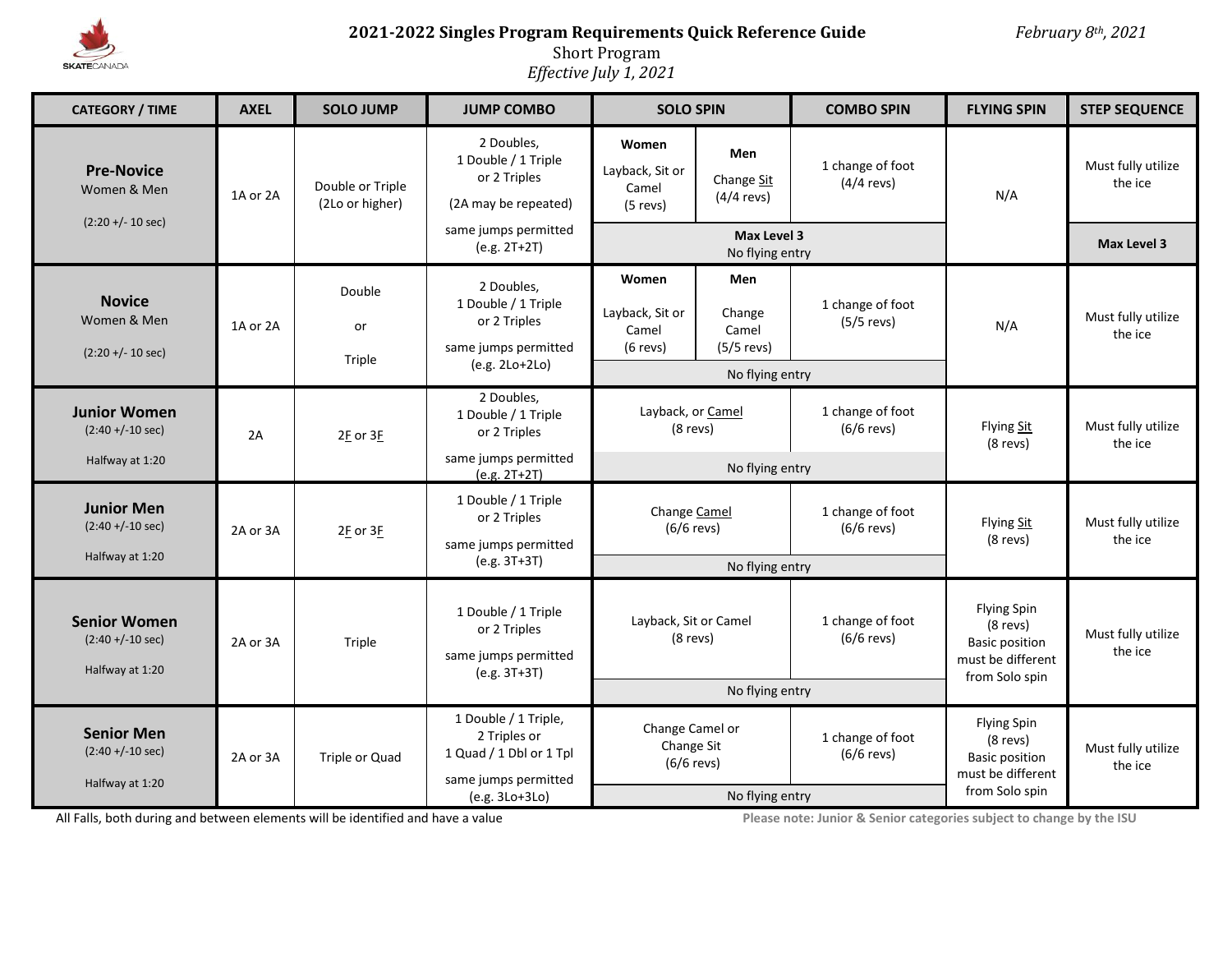# 2021-2022 Singles Program Requirements Quick Reference Guide

*February 8th, 2021*

Short Program

*Effective July 1, 2021*

| CATEGORY / TIME | AXEL | SOLO JUMP | JUMP COMBO | SOLO SPIN | | COMBO SPIN | FLYING SPIN | STEP SEQUENCE |
|---|---|---|---|---|---|---|---|---|
| **Pre-Novice** Women & Men (2:20 +/- 10 sec) | 1A or 2A | Double or Triple (2Lo or higher) | 2 Doubles, 1 Double / 1 Triple or 2 Triples (2A may be repeated) same jumps permitted (e.g. 2T+2T) | **Women** Layback, Sit or Camel (5 revs) | **Men** Change Sit (4/4 revs) | 1 change of foot (4/4 revs) | N/A | Must fully utilize the ice |
| | | | | **Max Level 3** No flying entry | | | | **Max Level 3** |
| **Novice** Women & Men (2:20 +/- 10 sec) | 1A or 2A | Double or Triple | 2 Doubles, 1 Double / 1 Triple or 2 Triples same jumps permitted (e.g. 2Lo+2Lo) | **Women** Layback, Sit or Camel (6 revs) | **Men** Change Camel (5/5 revs) | 1 change of foot (5/5 revs) | N/A | Must fully utilize the ice |
| | | | | No flying entry | | | | |
| **Junior Women** (2:40 +/-10 sec) Halfway at 1:20 | 2A | 2F or 3F | 2 Doubles, 1 Double / 1 Triple or 2 Triples same jumps permitted (e.g. 2T+2T) | Layback, or Camel (8 revs) | | 1 change of foot (6/6 revs) | Flying Sit (8 revs) | Must fully utilize the ice |
| | | | | No flying entry | | | | |
| **Junior Men** (2:40 +/-10 sec) Halfway at 1:20 | 2A or 3A | 2F or 3F | 1 Double / 1 Triple or 2 Triples same jumps permitted (e.g. 3T+3T) | Change Camel (6/6 revs) | | 1 change of foot (6/6 revs) | Flying Sit (8 revs) | Must fully utilize the ice |
| | | | | No flying entry | | | | |
| **Senior Women** (2:40 +/-10 sec) Halfway at 1:20 | 2A or 3A | Triple | 1 Double / 1 Triple or 2 Triples same jumps permitted (e.g. 3T+3T) | Layback, Sit or Camel (8 revs) | | 1 change of foot (6/6 revs) | Flying Spin (8 revs) Basic position must be different from Solo spin | Must fully utilize the ice |
| | | | | No flying entry | | | | |
| **Senior Men** (2:40 +/-10 sec) Halfway at 1:20 | 2A or 3A | Triple or Quad | 1 Double / 1 Triple, 2 Triples or 1 Quad / 1 Dbl or 1 Tpl same jumps permitted (e.g. 3Lo+3Lo) | Change Camel or Change Sit (6/6 revs) | | 1 change of foot (6/6 revs) | Flying Spin (8 revs) Basic position must be different from Solo spin | Must fully utilize the ice |
| | | | | No flying entry | | | | |

All Falls, both during and between elements will be identified and have a value

**Please note: Junior & Senior categories subject to change by the ISU**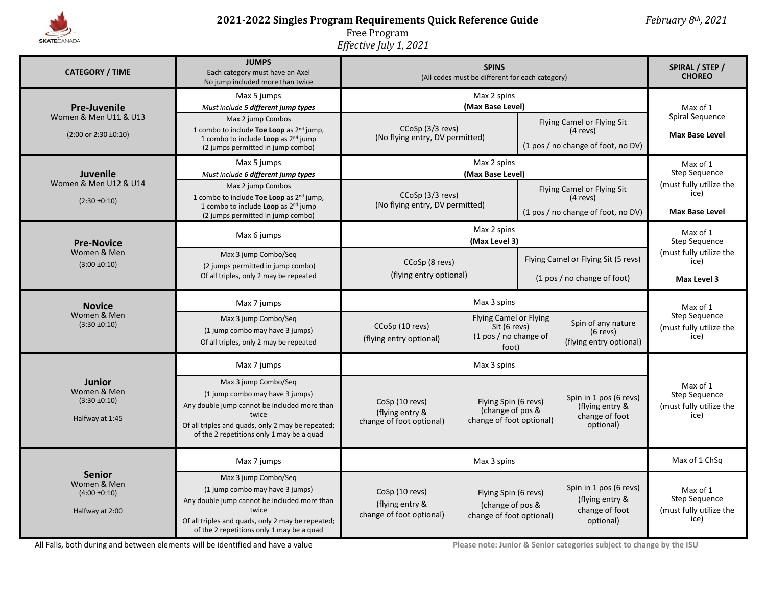# 2021-2022 Singles Program Requirements Quick Reference Guide

*February 8th, 2021*

Free Program

*Effective July 1, 2021*

| CATEGORY / TIME | JUMPS<br>Each category must have an Axel<br>No jump included more than twice | SPINS<br>(All codes must be different for each category) | | | SPIRAL / STEP / CHOREO |
|---|---|---|---|---|---|
| **Pre-Juvenile**<br>Women & Men U11 & U13<br>(2:00 or 2:30 ±0:10) | Max 5 jumps<br>*Must include **5 different jump types*** | Max 2 spins<br>**(Max Base Level)** | | | Max of 1<br>Spiral Sequence<br>**Max Base Level** |
| | Max 2 jump Combos<br>1 combo to include **Toe Loop** as 2nd jump,<br>1 combo to include **Loop** as 2nd jump<br>(2 jumps permitted in jump combo) | CCoSp (3/3 revs)<br>(No flying entry, DV permitted) | | Flying Camel or Flying Sit<br>(4 revs)<br>(1 pos / no change of foot, no DV) | |
| **Juvenile**<br>Women & Men U12 & U14<br>(2:30 ±0:10) | Max 5 jumps<br>*Must include **6 different jump types*** | Max 2 spins<br>**(Max Base Level)** | | | Max of 1<br>Step Sequence<br>(must fully utilize the ice)<br>**Max Base Level** |
| | Max 2 jump Combos<br>1 combo to include **Toe Loop** as 2nd jump,<br>1 combo to include **Loop** as 2nd jump<br>(2 jumps permitted in jump combo) | CCoSp (3/3 revs)<br>(No flying entry, DV permitted) | | Flying Camel or Flying Sit<br>(4 revs)<br>(1 pos / no change of foot, no DV) | |
| **Pre-Novice**<br>Women & Men<br>(3:00 ±0:10) | Max 6 jumps | Max 2 spins<br>**(Max Level 3)** | | | Max of 1<br>Step Sequence<br>(must fully utilize the ice)<br>**Max Level 3** |
| | Max 3 jump Combo/Seq<br>(2 jumps permitted in jump combo)<br>Of all triples, only 2 may be repeated | CCoSp (8 revs)<br>(flying entry optional) | | Flying Camel or Flying Sit (5 revs)<br>(1 pos / no change of foot) | |
| **Novice**<br>Women & Men<br>(3:30 ±0:10) | Max 7 jumps | Max 3 spins | | | Max of 1<br>Step Sequence<br>(must fully utilize the ice) |
| | Max 3 jump Combo/Seq<br>(1 jump combo may have 3 jumps)<br>Of all triples, only 2 may be repeated | CCoSp (10 revs)<br>(flying entry optional) | Flying Camel or Flying Sit (6 revs)<br>(1 pos / no change of foot) | Spin of any nature<br>(6 revs)<br>(flying entry optional) | |
| **Junior**<br>Women & Men<br>(3:30 ±0:10)<br>Halfway at 1:45 | Max 7 jumps | Max 3 spins | | | Max of 1<br>Step Sequence<br>(must fully utilize the ice) |
| | Max 3 jump Combo/Seq<br>(1 jump combo may have 3 jumps)<br>Any double jump cannot be included more than twice<br>Of all triples and quads, only 2 may be repeated; of the 2 repetitions only 1 may be a quad | CoSp (10 revs)<br>(flying entry & change of foot optional) | Flying Spin (6 revs)<br>(change of pos & change of foot optional) | Spin in 1 pos (6 revs)<br>(flying entry & change of foot optional) | |
| **Senior**<br>Women & Men<br>(4:00 ±0:10)<br>Halfway at 2:00 | Max 7 jumps | Max 3 spins | | | Max of 1 ChSq |
| | Max 3 jump Combo/Seq<br>(1 jump combo may have 3 jumps)<br>Any double jump cannot be included more than twice<br>Of all triples and quads, only 2 may be repeated; of the 2 repetitions only 1 may be a quad | CoSp (10 revs)<br>(flying entry & change of foot optional) | Flying Spin (6 revs)<br>(change of pos & change of foot optional) | Spin in 1 pos (6 revs)<br>(flying entry & change of foot optional) | Max of 1<br>Step Sequence<br>(must fully utilize the ice) |

All Falls, both during and between elements will be identified and have a value

**Please note: Junior & Senior categories subject to change by the ISU**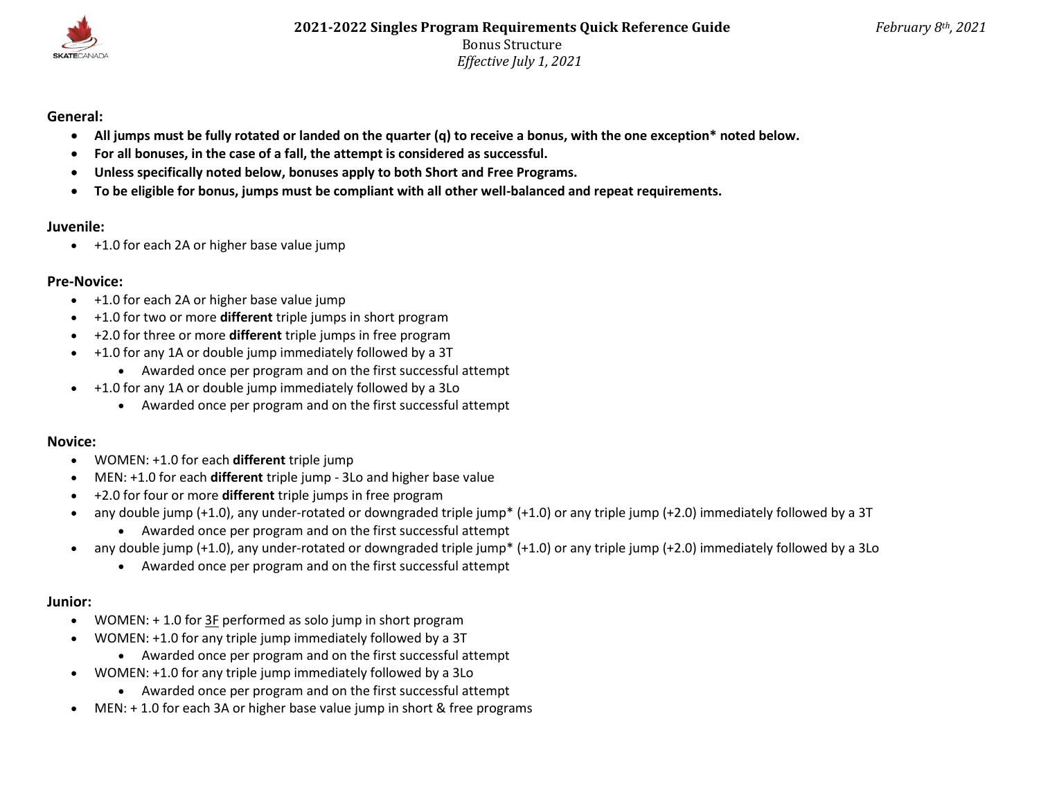# 2021-2022 Singles Program Requirements Quick Reference Guide

Bonus Structure

*Effective July 1, 2021*

*February 8th, 2021*

**General:**

- **All jumps must be fully rotated or landed on the quarter (q) to receive a bonus, with the one exception* noted below.**
- **For all bonuses, in the case of a fall, the attempt is considered as successful.**
- **Unless specifically noted below, bonuses apply to both Short and Free Programs.**
- **To be eligible for bonus, jumps must be compliant with all other well-balanced and repeat requirements.**

**Juvenile:**

- +1.0 for each 2A or higher base value jump

**Pre-Novice:**

- +1.0 for each 2A or higher base value jump
- +1.0 for two or more **different** triple jumps in short program
- +2.0 for three or more **different** triple jumps in free program
- +1.0 for any 1A or double jump immediately followed by a 3T
    - Awarded once per program and on the first successful attempt
- +1.0 for any 1A or double jump immediately followed by a 3Lo
    - Awarded once per program and on the first successful attempt

**Novice:**

- WOMEN: +1.0 for each **different** triple jump
- MEN: +1.0 for each **different** triple jump - 3Lo and higher base value
- +2.0 for four or more **different** triple jumps in free program
- any double jump (+1.0), any under-rotated or downgraded triple jump* (+1.0) or any triple jump (+2.0) immediately followed by a 3T
    - Awarded once per program and on the first successful attempt
- any double jump (+1.0), any under-rotated or downgraded triple jump* (+1.0) or any triple jump (+2.0) immediately followed by a 3Lo
    - Awarded once per program and on the first successful attempt

**Junior:**

- WOMEN: + 1.0 for 3F performed as solo jump in short program
- WOMEN: +1.0 for any triple jump immediately followed by a 3T
    - Awarded once per program and on the first successful attempt
- WOMEN: +1.0 for any triple jump immediately followed by a 3Lo
    - Awarded once per program and on the first successful attempt
- MEN: + 1.0 for each 3A or higher base value jump in short & free programs